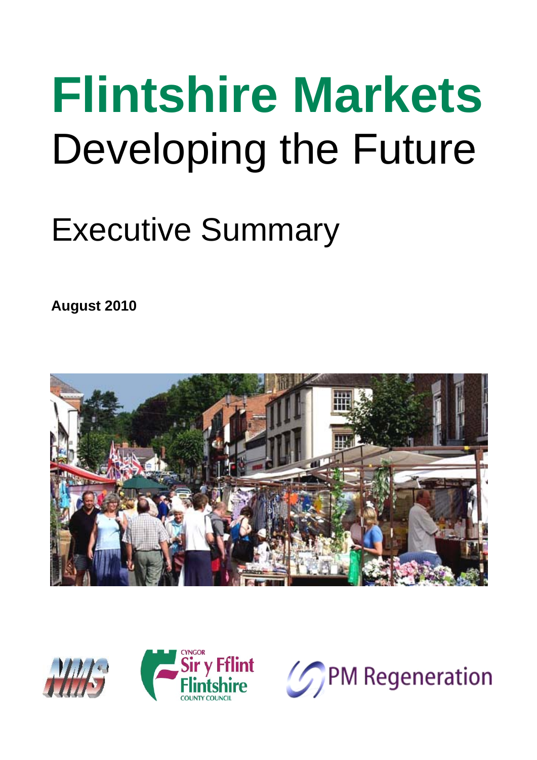# Flintshire Markets
# Developing the Future

## Executive Summary

**August 2010**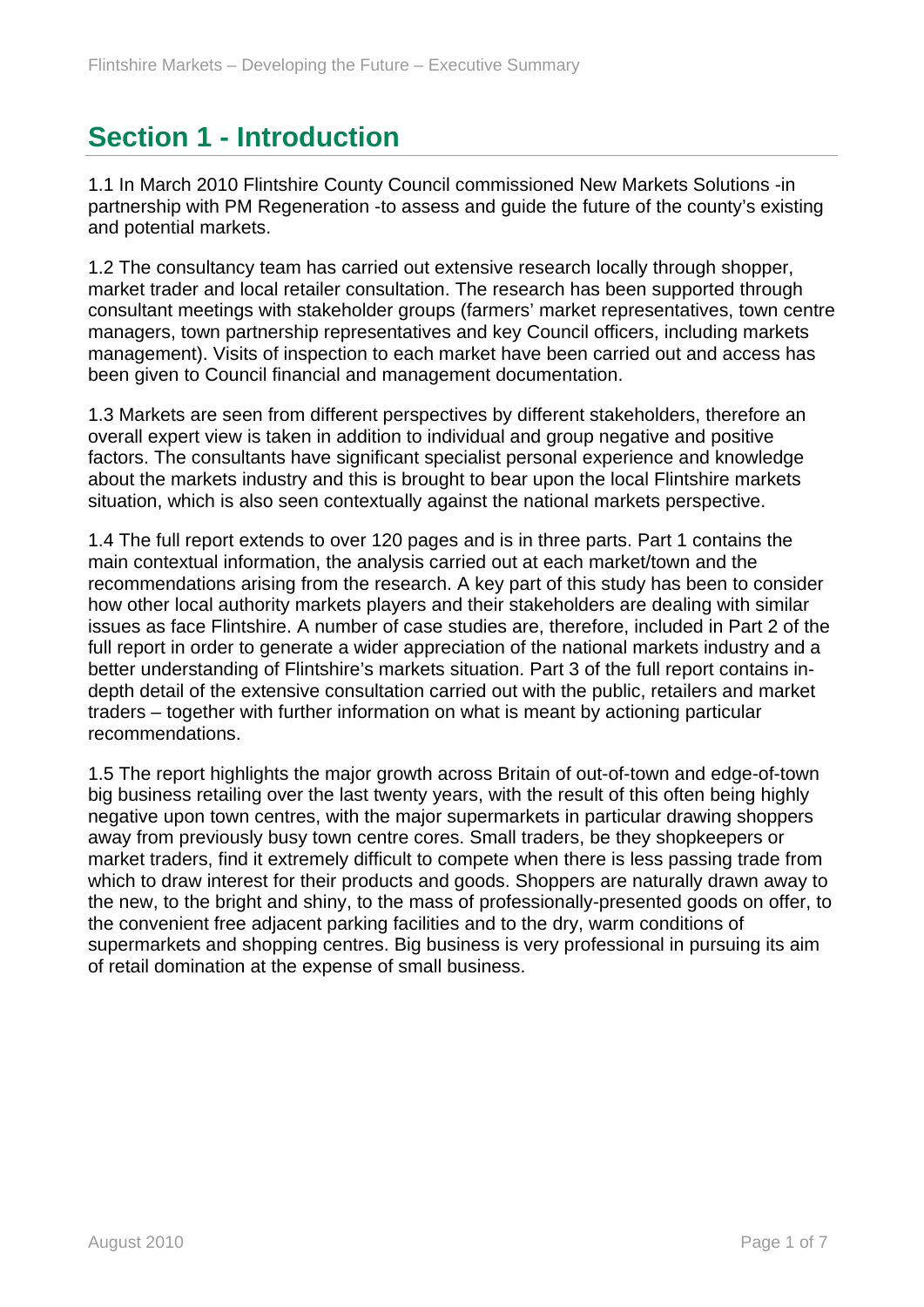# Section 1 - Introduction

1.1 In March 2010 Flintshire County Council commissioned New Markets Solutions -in partnership with PM Regeneration -to assess and guide the future of the county's existing and potential markets.

1.2 The consultancy team has carried out extensive research locally through shopper, market trader and local retailer consultation. The research has been supported through consultant meetings with stakeholder groups (farmers' market representatives, town centre managers, town partnership representatives and key Council officers, including markets management). Visits of inspection to each market have been carried out and access has been given to Council financial and management documentation.

1.3 Markets are seen from different perspectives by different stakeholders, therefore an overall expert view is taken in addition to individual and group negative and positive factors. The consultants have significant specialist personal experience and knowledge about the markets industry and this is brought to bear upon the local Flintshire markets situation, which is also seen contextually against the national markets perspective.

1.4 The full report extends to over 120 pages and is in three parts. Part 1 contains the main contextual information, the analysis carried out at each market/town and the recommendations arising from the research. A key part of this study has been to consider how other local authority markets players and their stakeholders are dealing with similar issues as face Flintshire. A number of case studies are, therefore, included in Part 2 of the full report in order to generate a wider appreciation of the national markets industry and a better understanding of Flintshire's markets situation. Part 3 of the full report contains in-depth detail of the extensive consultation carried out with the public, retailers and market traders – together with further information on what is meant by actioning particular recommendations.

1.5 The report highlights the major growth across Britain of out-of-town and edge-of-town big business retailing over the last twenty years, with the result of this often being highly negative upon town centres, with the major supermarkets in particular drawing shoppers away from previously busy town centre cores. Small traders, be they shopkeepers or market traders, find it extremely difficult to compete when there is less passing trade from which to draw interest for their products and goods. Shoppers are naturally drawn away to the new, to the bright and shiny, to the mass of professionally-presented goods on offer, to the convenient free adjacent parking facilities and to the dry, warm conditions of supermarkets and shopping centres. Big business is very professional in pursuing its aim of retail domination at the expense of small business.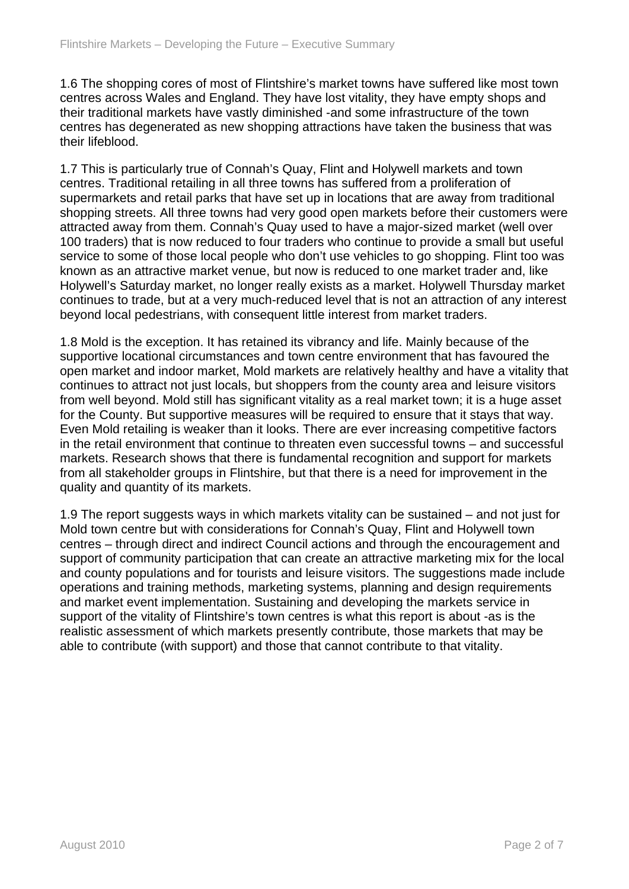1.6 The shopping cores of most of Flintshire's market towns have suffered like most town centres across Wales and England. They have lost vitality, they have empty shops and their traditional markets have vastly diminished -and some infrastructure of the town centres has degenerated as new shopping attractions have taken the business that was their lifeblood.

1.7 This is particularly true of Connah's Quay, Flint and Holywell markets and town centres. Traditional retailing in all three towns has suffered from a proliferation of supermarkets and retail parks that have set up in locations that are away from traditional shopping streets. All three towns had very good open markets before their customers were attracted away from them. Connah's Quay used to have a major-sized market (well over 100 traders) that is now reduced to four traders who continue to provide a small but useful service to some of those local people who don't use vehicles to go shopping. Flint too was known as an attractive market venue, but now is reduced to one market trader and, like Holywell's Saturday market, no longer really exists as a market. Holywell Thursday market continues to trade, but at a very much-reduced level that is not an attraction of any interest beyond local pedestrians, with consequent little interest from market traders.

1.8 Mold is the exception. It has retained its vibrancy and life. Mainly because of the supportive locational circumstances and town centre environment that has favoured the open market and indoor market, Mold markets are relatively healthy and have a vitality that continues to attract not just locals, but shoppers from the county area and leisure visitors from well beyond. Mold still has significant vitality as a real market town; it is a huge asset for the County. But supportive measures will be required to ensure that it stays that way. Even Mold retailing is weaker than it looks. There are ever increasing competitive factors in the retail environment that continue to threaten even successful towns – and successful markets. Research shows that there is fundamental recognition and support for markets from all stakeholder groups in Flintshire, but that there is a need for improvement in the quality and quantity of its markets.

1.9 The report suggests ways in which markets vitality can be sustained – and not just for Mold town centre but with considerations for Connah's Quay, Flint and Holywell town centres – through direct and indirect Council actions and through the encouragement and support of community participation that can create an attractive marketing mix for the local and county populations and for tourists and leisure visitors. The suggestions made include operations and training methods, marketing systems, planning and design requirements and market event implementation. Sustaining and developing the markets service in support of the vitality of Flintshire's town centres is what this report is about -as is the realistic assessment of which markets presently contribute, those markets that may be able to contribute (with support) and those that cannot contribute to that vitality.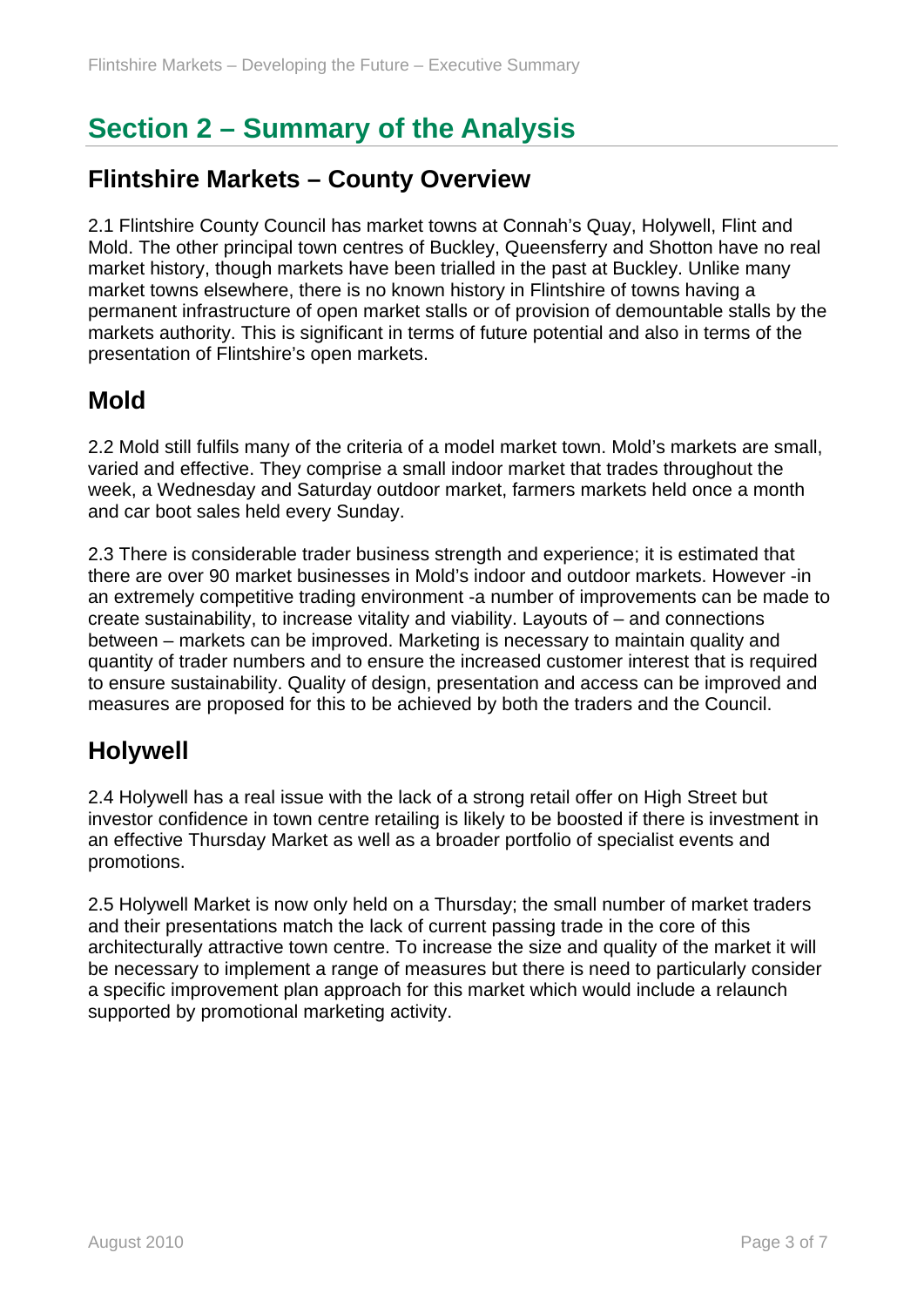# Section 2 – Summary of the Analysis

## Flintshire Markets – County Overview

2.1 Flintshire County Council has market towns at Connah's Quay, Holywell, Flint and Mold. The other principal town centres of Buckley, Queensferry and Shotton have no real market history, though markets have been trialled in the past at Buckley. Unlike many market towns elsewhere, there is no known history in Flintshire of towns having a permanent infrastructure of open market stalls or of provision of demountable stalls by the markets authority. This is significant in terms of future potential and also in terms of the presentation of Flintshire's open markets.

## Mold

2.2 Mold still fulfils many of the criteria of a model market town. Mold's markets are small, varied and effective. They comprise a small indoor market that trades throughout the week, a Wednesday and Saturday outdoor market, farmers markets held once a month and car boot sales held every Sunday.

2.3 There is considerable trader business strength and experience; it is estimated that there are over 90 market businesses in Mold's indoor and outdoor markets. However -in an extremely competitive trading environment -a number of improvements can be made to create sustainability, to increase vitality and viability. Layouts of – and connections between – markets can be improved. Marketing is necessary to maintain quality and quantity of trader numbers and to ensure the increased customer interest that is required to ensure sustainability. Quality of design, presentation and access can be improved and measures are proposed for this to be achieved by both the traders and the Council.

## Holywell

2.4 Holywell has a real issue with the lack of a strong retail offer on High Street but investor confidence in town centre retailing is likely to be boosted if there is investment in an effective Thursday Market as well as a broader portfolio of specialist events and promotions.

2.5 Holywell Market is now only held on a Thursday; the small number of market traders and their presentations match the lack of current passing trade in the core of this architecturally attractive town centre. To increase the size and quality of the market it will be necessary to implement a range of measures but there is need to particularly consider a specific improvement plan approach for this market which would include a relaunch supported by promotional marketing activity.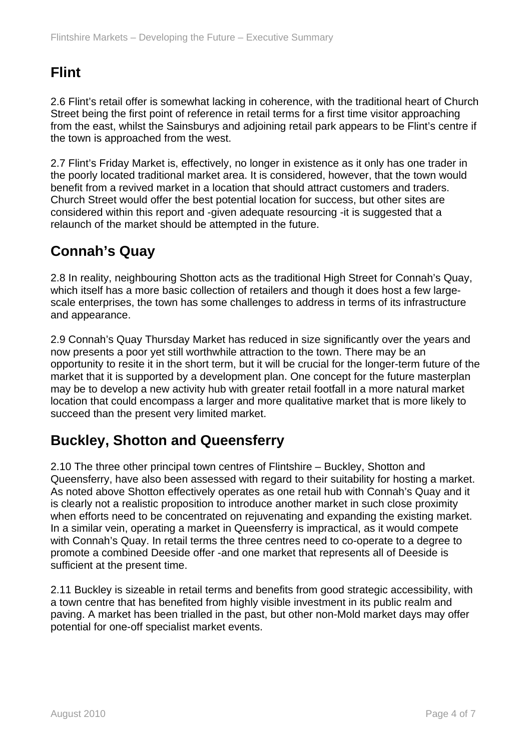## Flint

2.6 Flint's retail offer is somewhat lacking in coherence, with the traditional heart of Church Street being the first point of reference in retail terms for a first time visitor approaching from the east, whilst the Sainsburys and adjoining retail park appears to be Flint's centre if the town is approached from the west.

2.7 Flint's Friday Market is, effectively, no longer in existence as it only has one trader in the poorly located traditional market area. It is considered, however, that the town would benefit from a revived market in a location that should attract customers and traders. Church Street would offer the best potential location for success, but other sites are considered within this report and -given adequate resourcing -it is suggested that a relaunch of the market should be attempted in the future.

## Connah's Quay

2.8 In reality, neighbouring Shotton acts as the traditional High Street for Connah's Quay, which itself has a more basic collection of retailers and though it does host a few large-scale enterprises, the town has some challenges to address in terms of its infrastructure and appearance.

2.9 Connah's Quay Thursday Market has reduced in size significantly over the years and now presents a poor yet still worthwhile attraction to the town. There may be an opportunity to resite it in the short term, but it will be crucial for the longer-term future of the market that it is supported by a development plan. One concept for the future masterplan may be to develop a new activity hub with greater retail footfall in a more natural market location that could encompass a larger and more qualitative market that is more likely to succeed than the present very limited market.

## Buckley, Shotton and Queensferry

2.10 The three other principal town centres of Flintshire – Buckley, Shotton and Queensferry, have also been assessed with regard to their suitability for hosting a market. As noted above Shotton effectively operates as one retail hub with Connah's Quay and it is clearly not a realistic proposition to introduce another market in such close proximity when efforts need to be concentrated on rejuvenating and expanding the existing market. In a similar vein, operating a market in Queensferry is impractical, as it would compete with Connah's Quay. In retail terms the three centres need to co-operate to a degree to promote a combined Deeside offer -and one market that represents all of Deeside is sufficient at the present time.

2.11 Buckley is sizeable in retail terms and benefits from good strategic accessibility, with a town centre that has benefited from highly visible investment in its public realm and paving. A market has been trialled in the past, but other non-Mold market days may offer potential for one-off specialist market events.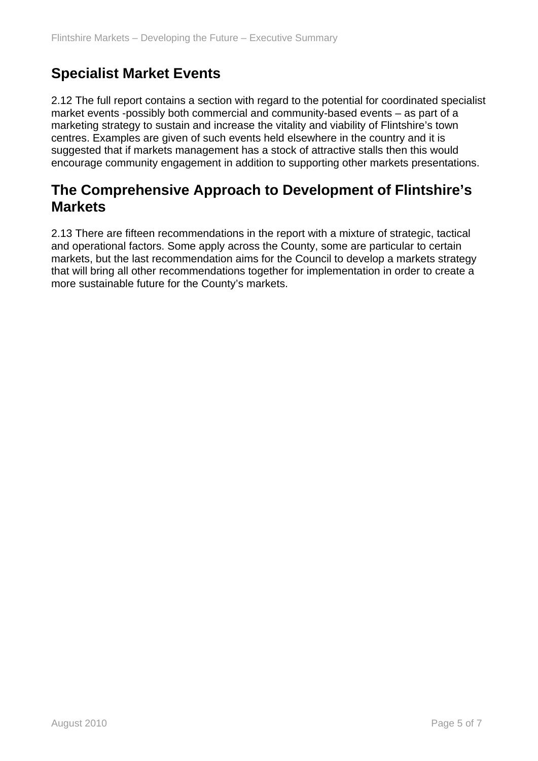## Specialist Market Events

2.12 The full report contains a section with regard to the potential for coordinated specialist market events -possibly both commercial and community-based events – as part of a marketing strategy to sustain and increase the vitality and viability of Flintshire's town centres. Examples are given of such events held elsewhere in the country and it is suggested that if markets management has a stock of attractive stalls then this would encourage community engagement in addition to supporting other markets presentations.

## The Comprehensive Approach to Development of Flintshire's Markets

2.13 There are fifteen recommendations in the report with a mixture of strategic, tactical and operational factors. Some apply across the County, some are particular to certain markets, but the last recommendation aims for the Council to develop a markets strategy that will bring all other recommendations together for implementation in order to create a more sustainable future for the County's markets.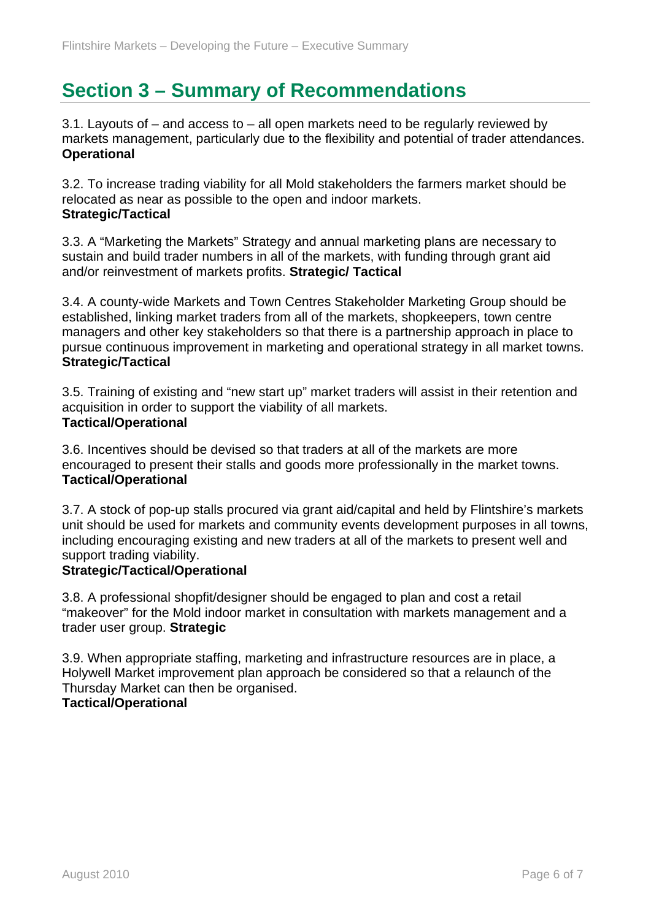## Section 3 – Summary of Recommendations

3.1. Layouts of – and access to – all open markets need to be regularly reviewed by markets management, particularly due to the flexibility and potential of trader attendances. **Operational**

3.2. To increase trading viability for all Mold stakeholders the farmers market should be relocated as near as possible to the open and indoor markets.
**Strategic/Tactical**

3.3. A "Marketing the Markets" Strategy and annual marketing plans are necessary to sustain and build trader numbers in all of the markets, with funding through grant aid and/or reinvestment of markets profits. **Strategic/ Tactical**

3.4. A county-wide Markets and Town Centres Stakeholder Marketing Group should be established, linking market traders from all of the markets, shopkeepers, town centre managers and other key stakeholders so that there is a partnership approach in place to pursue continuous improvement in marketing and operational strategy in all market towns.
**Strategic/Tactical**

3.5. Training of existing and "new start up" market traders will assist in their retention and acquisition in order to support the viability of all markets.
**Tactical/Operational**

3.6. Incentives should be devised so that traders at all of the markets are more encouraged to present their stalls and goods more professionally in the market towns.
**Tactical/Operational**

3.7. A stock of pop-up stalls procured via grant aid/capital and held by Flintshire's markets unit should be used for markets and community events development purposes in all towns, including encouraging existing and new traders at all of the markets to present well and support trading viability.
**Strategic/Tactical/Operational**

3.8. A professional shopfit/designer should be engaged to plan and cost a retail "makeover" for the Mold indoor market in consultation with markets management and a trader user group. **Strategic**

3.9. When appropriate staffing, marketing and infrastructure resources are in place, a Holywell Market improvement plan approach be considered so that a relaunch of the Thursday Market can then be organised.
**Tactical/Operational**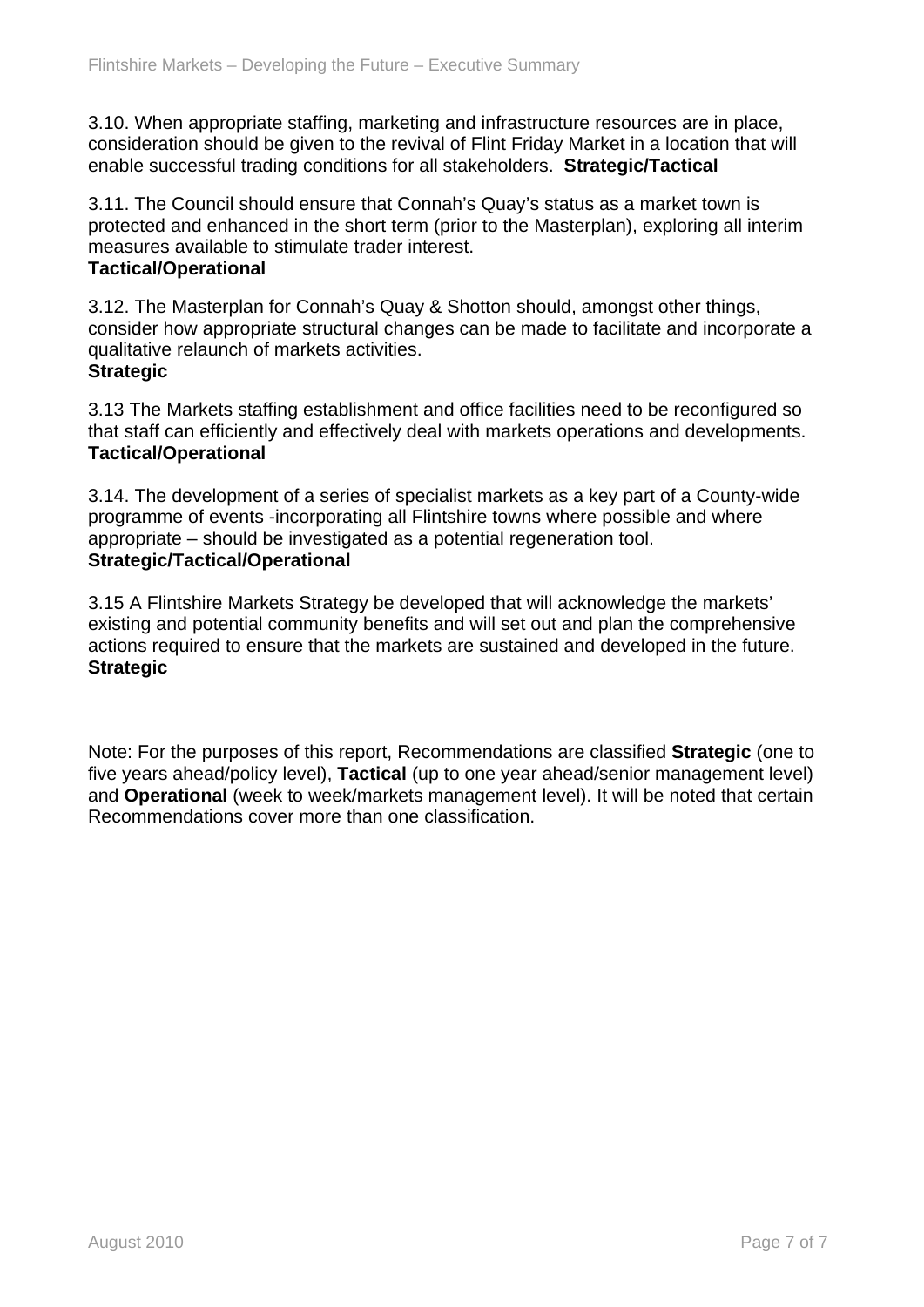3.10. When appropriate staffing, marketing and infrastructure resources are in place, consideration should be given to the revival of Flint Friday Market in a location that will enable successful trading conditions for all stakeholders. **Strategic/Tactical**

3.11. The Council should ensure that Connah's Quay's status as a market town is protected and enhanced in the short term (prior to the Masterplan), exploring all interim measures available to stimulate trader interest.
**Tactical/Operational**

3.12. The Masterplan for Connah's Quay & Shotton should, amongst other things, consider how appropriate structural changes can be made to facilitate and incorporate a qualitative relaunch of markets activities.
**Strategic**

3.13 The Markets staffing establishment and office facilities need to be reconfigured so that staff can efficiently and effectively deal with markets operations and developments.
**Tactical/Operational**

3.14. The development of a series of specialist markets as a key part of a County-wide programme of events -incorporating all Flintshire towns where possible and where appropriate – should be investigated as a potential regeneration tool.
**Strategic/Tactical/Operational**

3.15 A Flintshire Markets Strategy be developed that will acknowledge the markets' existing and potential community benefits and will set out and plan the comprehensive actions required to ensure that the markets are sustained and developed in the future.
**Strategic**

Note: For the purposes of this report, Recommendations are classified **Strategic** (one to five years ahead/policy level), **Tactical** (up to one year ahead/senior management level) and **Operational** (week to week/markets management level). It will be noted that certain Recommendations cover more than one classification.